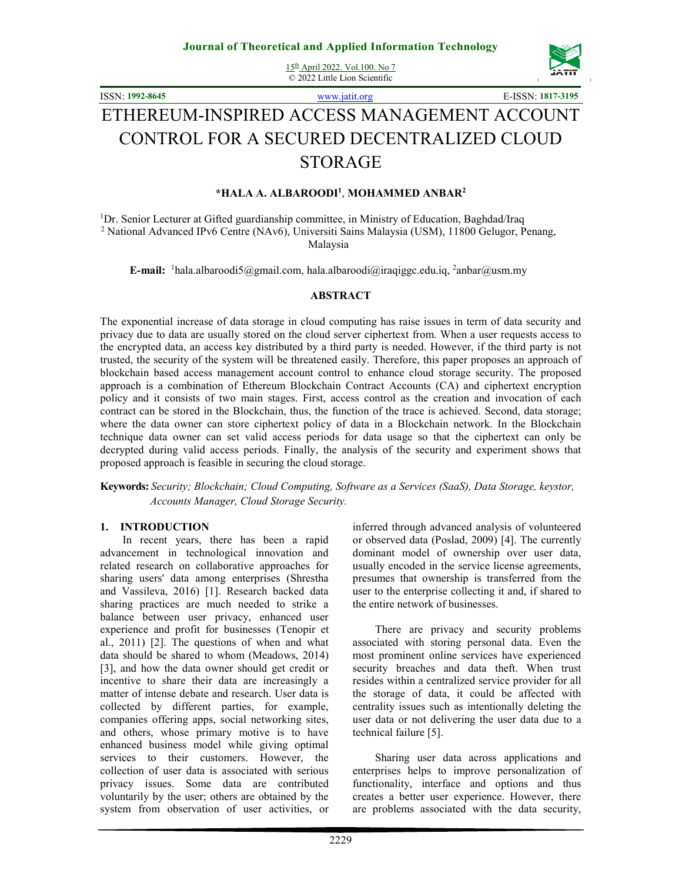# ETHEREUM-INSPIRED ACCESS MANAGEMENT ACCOUNT CONTROL FOR A SECURED DECENTRALIZED CLOUD STORAGE

**\*HALA A. ALBAROODI[1], MOHAMMED ANBAR[2]**

[1]Dr. Senior Lecturer at Gifted guardianship committee, in Ministry of Education, Baghdad/Iraq
[2] National Advanced IPv6 Centre (NAv6), Universiti Sains Malaysia (USM), 11800 Gelugor, Penang, Malaysia

**E-mail:** [1]hala.albaroodi5@gmail.com, hala.albaroodi@iraqiggc.edu.iq, [2]anbar@usm.my

## ABSTRACT

The exponential increase of data storage in cloud computing has raise issues in term of data security and privacy due to data are usually stored on the cloud server ciphertext from. When a user requests access to the encrypted data, an access key distributed by a third party is needed. However, if the third party is not trusted, the security of the system will be threatened easily. Therefore, this paper proposes an approach of blockchain based access management account control to enhance cloud storage security. The proposed approach is a combination of Ethereum Blockchain Contract Accounts (CA) and ciphertext encryption policy and it consists of two main stages. First, access control as the creation and invocation of each contract can be stored in the Blockchain, thus, the function of the trace is achieved. Second, data storage; where the data owner can store ciphertext policy of data in a Blockchain network. In the Blockchain technique data owner can set valid access periods for data usage so that the ciphertext can only be decrypted during valid access periods. Finally, the analysis of the security and experiment shows that proposed approach is feasible in securing the cloud storage.

**Keywords:** *Security; Blockchain; Cloud Computing, Software as a Services (SaaS), Data Storage, keystor, Accounts Manager, Cloud Storage Security.*

## 1. INTRODUCTION

In recent years, there has been a rapid advancement in technological innovation and related research on collaborative approaches for sharing users' data among enterprises (Shrestha and Vassileva, 2016) [1]. Research backed data sharing practices are much needed to strike a balance between user privacy, enhanced user experience and profit for businesses (Tenopir et al., 2011) [2]. The questions of when and what data should be shared to whom (Meadows, 2014) [3], and how the data owner should get credit or incentive to share their data are increasingly a matter of intense debate and research. User data is collected by different parties, for example, companies offering apps, social networking sites, and others, whose primary motive is to have enhanced business model while giving optimal services to their customers. However, the collection of user data is associated with serious privacy issues. Some data are contributed voluntarily by the user; others are obtained by the system from observation of user activities, or inferred through advanced analysis of volunteered or observed data (Poslad, 2009) [4]. The currently dominant model of ownership over user data, usually encoded in the service license agreements, presumes that ownership is transferred from the user to the enterprise collecting it and, if shared to the entire network of businesses.

There are privacy and security problems associated with storing personal data. Even the most prominent online services have experienced security breaches and data theft. When trust resides within a centralized service provider for all the storage of data, it could be affected with centrality issues such as intentionally deleting the user data or not delivering the user data due to a technical failure [5].

Sharing user data across applications and enterprises helps to improve personalization of functionality, interface and options and thus creates a better user experience. However, there are problems associated with the data security,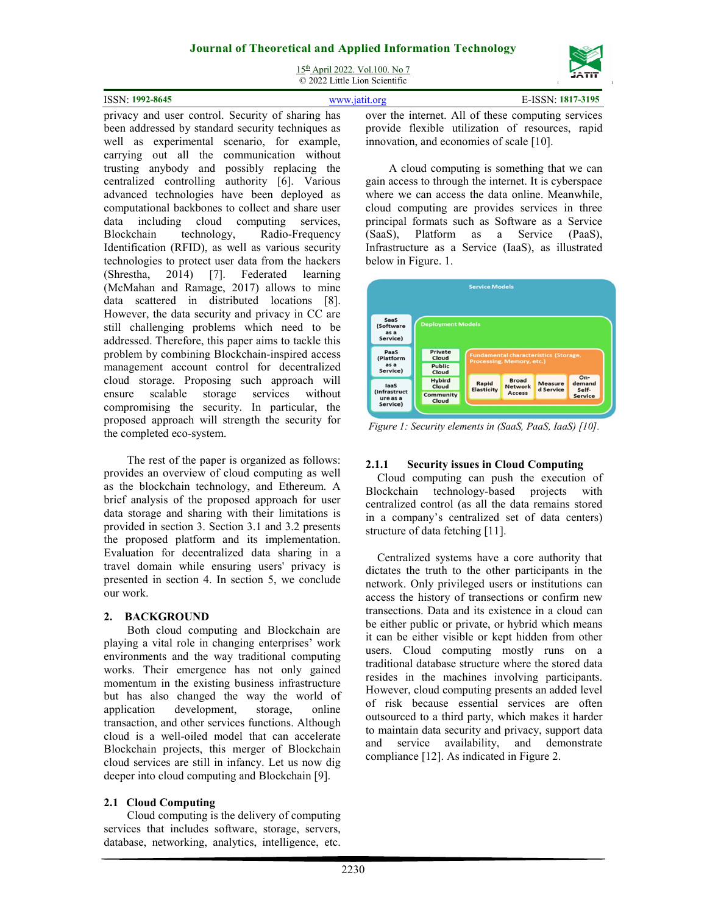privacy and user control. Security of sharing has been addressed by standard security techniques as well as experimental scenario, for example, carrying out all the communication without trusting anybody and possibly replacing the centralized controlling authority [6]. Various advanced technologies have been deployed as computational backbones to collect and share user data including cloud computing services, Blockchain technology, Radio-Frequency Identification (RFID), as well as various security technologies to protect user data from the hackers (Shrestha, 2014) [7]. Federated learning (McMahan and Ramage, 2017) allows to mine data scattered in distributed locations [8]. However, the data security and privacy in CC are still challenging problems which need to be addressed. Therefore, this paper aims to tackle this problem by combining Blockchain-inspired access management account control for decentralized cloud storage. Proposing such approach will ensure scalable storage services without compromising the security. In particular, the proposed approach will strength the security for the completed eco-system.

The rest of the paper is organized as follows: provides an overview of cloud computing as well as the blockchain technology, and Ethereum. A brief analysis of the proposed approach for user data storage and sharing with their limitations is provided in section 3. Section 3.1 and 3.2 presents the proposed platform and its implementation. Evaluation for decentralized data sharing in a travel domain while ensuring users' privacy is presented in section 4. In section 5, we conclude our work.

## 2. BACKGROUND

Both cloud computing and Blockchain are playing a vital role in changing enterprises' work environments and the way traditional computing works. Their emergence has not only gained momentum in the existing business infrastructure but has also changed the way the world of application development, storage, online transaction, and other services functions. Although cloud is a well-oiled model that can accelerate Blockchain projects, this merger of Blockchain cloud services are still in infancy. Let us now dig deeper into cloud computing and Blockchain [9].

### 2.1 Cloud Computing

Cloud computing is the delivery of computing services that includes software, storage, servers, database, networking, analytics, intelligence, etc. over the internet. All of these computing services provide flexible utilization of resources, rapid innovation, and economies of scale [10].

A cloud computing is something that we can gain access to through the internet. It is cyberspace where we can access the data online. Meanwhile, cloud computing are provides services in three principal formats such as Software as a Service (SaaS), Platform as a Service (PaaS), Infrastructure as a Service (IaaS), as illustrated below in Figure. 1.

| Service Models | Deployment Models | Fundamental characteristics (Storage, Processing, Memory, etc.) |
|---|---|---|
| SaaS (Software as a Service) | Private Cloud | Rapid Elasticity |
| PaaS (Platform as a Service) | Public Cloud | Broad Network Access |
| IaaS (Infrastructure as a Service) | Hybrid Cloud | Measured Service |
| | Community Cloud | On-demand Self-Service |

*Figure 1: Security elements in (SaaS, PaaS, IaaS) [10].*

#### 2.1.1 Security issues in Cloud Computing

Cloud computing can push the execution of Blockchain technology-based projects with centralized control (as all the data remains stored in a company's centralized set of data centers) structure of data fetching [11].

Centralized systems have a core authority that dictates the truth to the other participants in the network. Only privileged users or institutions can access the history of transections or confirm new transections. Data and its existence in a cloud can be either public or private, or hybrid which means it can be either visible or kept hidden from other users. Cloud computing mostly runs on a traditional database structure where the stored data resides in the machines involving participants. However, cloud computing presents an added level of risk because essential services are often outsourced to a third party, which makes it harder to maintain data security and privacy, support data and service availability, and demonstrate compliance [12]. As indicated in Figure 2.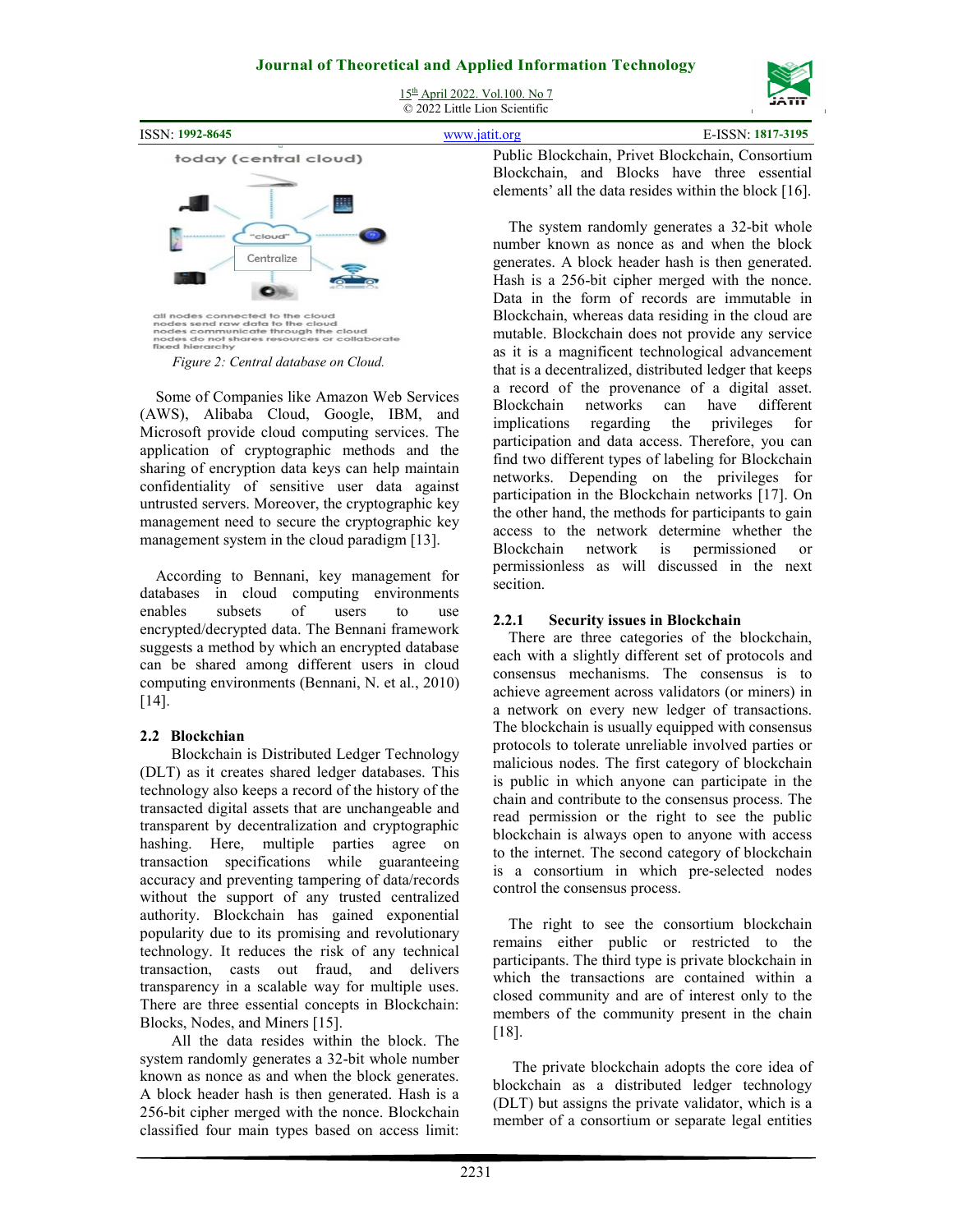today (central cloud)

"cloud"

Centralize

all nodes connected to the cloud
nodes send raw data to the cloud
nodes communicate through the cloud
nodes do not shares resources or collaborate
fixed hierarchy

*Figure 2: Central database on Cloud.*

Some of Companies like Amazon Web Services (AWS), Alibaba Cloud, Google, IBM, and Microsoft provide cloud computing services. The application of cryptographic methods and the sharing of encryption data keys can help maintain confidentiality of sensitive user data against untrusted servers. Moreover, the cryptographic key management need to secure the cryptographic key management system in the cloud paradigm [13].

According to Bennani, key management for databases in cloud computing environments enables subsets of users to use encrypted/decrypted data. The Bennani framework suggests a method by which an encrypted database can be shared among different users in cloud computing environments (Bennani, N. et al., 2010) [14].

## 2.2 Blockchain

Blockchain is Distributed Ledger Technology (DLT) as it creates shared ledger databases. This technology also keeps a record of the history of the transacted digital assets that are unchangeable and transparent by decentralization and cryptographic hashing. Here, multiple parties agree on transaction specifications while guaranteeing accuracy and preventing tampering of data/records without the support of any trusted centralized authority. Blockchain has gained exponential popularity due to its promising and revolutionary technology. It reduces the risk of any technical transaction, casts out fraud, and delivers transparency in a scalable way for multiple uses. There are three essential concepts in Blockchain: Blocks, Nodes, and Miners [15].

All the data resides within the block. The system randomly generates a 32-bit whole number known as nonce as and when the block generates. A block header hash is then generated. Hash is a 256-bit cipher merged with the nonce. Blockchain classified four main types based on access limit: Public Blockchain, Privet Blockchain, Consortium Blockchain, and Blocks have three essential elements' all the data resides within the block [16].

The system randomly generates a 32-bit whole number known as nonce as and when the block generates. A block header hash is then generated. Hash is a 256-bit cipher merged with the nonce. Data in the form of records are immutable in Blockchain, whereas data residing in the cloud are mutable. Blockchain does not provide any service as it is a magnificent technological advancement that is a decentralized, distributed ledger that keeps a record of the provenance of a digital asset. Blockchain networks can have different implications regarding the privileges for participation and data access. Therefore, you can find two different types of labeling for Blockchain networks. Depending on the privileges for participation in the Blockchain networks [17]. On the other hand, the methods for participants to gain access to the network determine whether the Blockchain network is permissioned or permissionless as will discussed in the next secition.

### 2.2.1 Security issues in Blockchain

There are three categories of the blockchain, each with a slightly different set of protocols and consensus mechanisms. The consensus is to achieve agreement across validators (or miners) in a network on every new ledger of transactions. The blockchain is usually equipped with consensus protocols to tolerate unreliable involved parties or malicious nodes. The first category of blockchain is public in which anyone can participate in the chain and contribute to the consensus process. The read permission or the right to see the public blockchain is always open to anyone with access to the internet. The second category of blockchain is a consortium in which pre-selected nodes control the consensus process.

The right to see the consortium blockchain remains either public or restricted to the participants. The third type is private blockchain in which the transactions are contained within a closed community and are of interest only to the members of the community present in the chain [18].

The private blockchain adopts the core idea of blockchain as a distributed ledger technology (DLT) but assigns the private validator, which is a member of a consortium or separate legal entities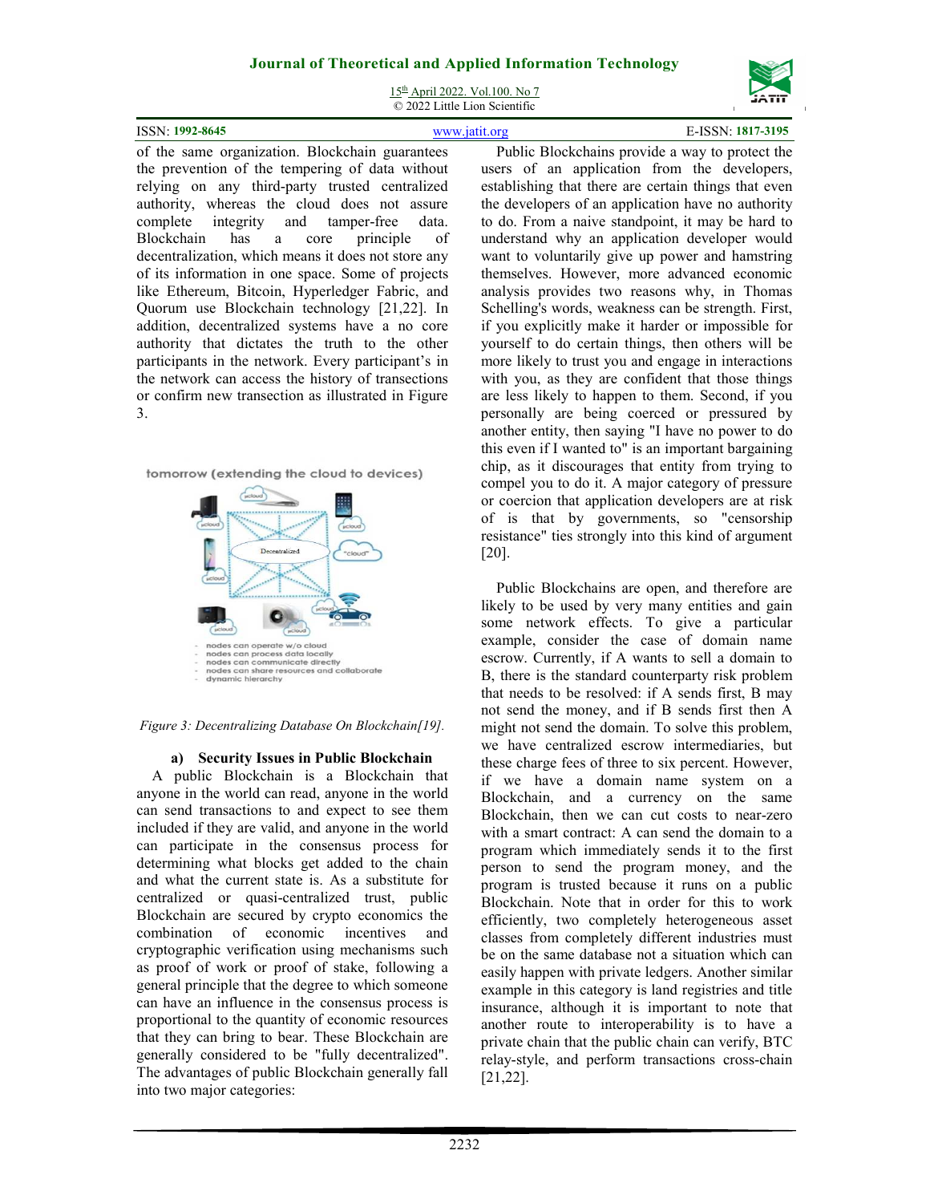of the same organization. Blockchain guarantees the prevention of the tempering of data without relying on any third-party trusted centralized authority, whereas the cloud does not assure complete integrity and tamper-free data. Blockchain has a core principle of decentralization, which means it does not store any of its information in one space. Some of projects like Ethereum, Bitcoin, Hyperledger Fabric, and Quorum use Blockchain technology [21,22]. In addition, decentralized systems have a no core authority that dictates the truth to the other participants in the network. Every participant's in the network can access the history of transections or confirm new transection as illustrated in Figure 3.

*Figure 3: Decentralizing Database On Blockchain[19].*

### a) Security Issues in Public Blockchain

A public Blockchain is a Blockchain that anyone in the world can read, anyone in the world can send transactions to and expect to see them included if they are valid, and anyone in the world can participate in the consensus process for determining what blocks get added to the chain and what the current state is. As a substitute for centralized or quasi-centralized trust, public Blockchain are secured by crypto economics the combination of economic incentives and cryptographic verification using mechanisms such as proof of work or proof of stake, following a general principle that the degree to which someone can have an influence in the consensus process is proportional to the quantity of economic resources that they can bring to bear. These Blockchain are generally considered to be "fully decentralized". The advantages of public Blockchain generally fall into two major categories:

Public Blockchains provide a way to protect the users of an application from the developers, establishing that there are certain things that even the developers of an application have no authority to do. From a naive standpoint, it may be hard to understand why an application developer would want to voluntarily give up power and hamstring themselves. However, more advanced economic analysis provides two reasons why, in Thomas Schelling's words, weakness can be strength. First, if you explicitly make it harder or impossible for yourself to do certain things, then others will be more likely to trust you and engage in interactions with you, as they are confident that those things are less likely to happen to them. Second, if you personally are being coerced or pressured by another entity, then saying "I have no power to do this even if I wanted to" is an important bargaining chip, as it discourages that entity from trying to compel you to do it. A major category of pressure or coercion that application developers are at risk of is that by governments, so "censorship resistance" ties strongly into this kind of argument [20].

Public Blockchains are open, and therefore are likely to be used by very many entities and gain some network effects. To give a particular example, consider the case of domain name escrow. Currently, if A wants to sell a domain to B, there is the standard counterparty risk problem that needs to be resolved: if A sends first, B may not send the money, and if B sends first then A might not send the domain. To solve this problem, we have centralized escrow intermediaries, but these charge fees of three to six percent. However, if we have a domain name system on a Blockchain, and a currency on the same Blockchain, then we can cut costs to near-zero with a smart contract: A can send the domain to a program which immediately sends it to the first person to send the program money, and the program is trusted because it runs on a public Blockchain. Note that in order for this to work efficiently, two completely heterogeneous asset classes from completely different industries must be on the same database not a situation which can easily happen with private ledgers. Another similar example in this category is land registries and title insurance, although it is important to note that another route to interoperability is to have a private chain that the public chain can verify, BTC relay-style, and perform transactions cross-chain [21,22].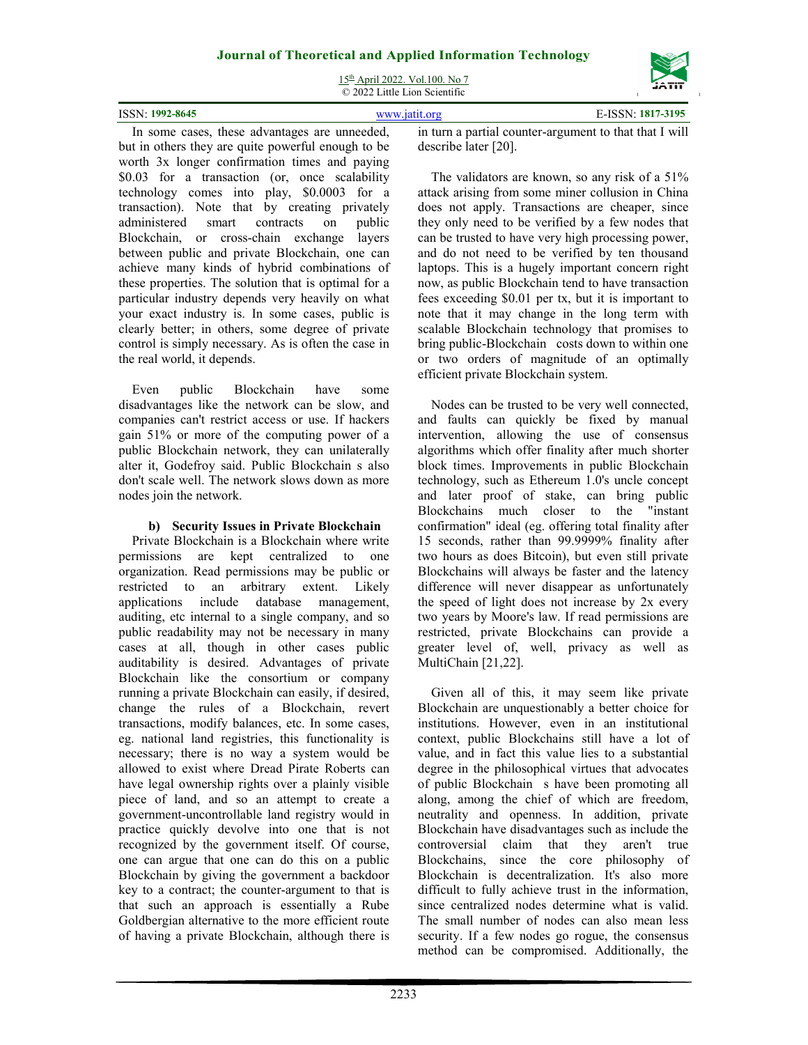In some cases, these advantages are unneeded, but in others they are quite powerful enough to be worth 3x longer confirmation times and paying \$0.03 for a transaction (or, once scalability technology comes into play, \$0.0003 for a transaction). Note that by creating privately administered smart contracts on public Blockchain, or cross-chain exchange layers between public and private Blockchain, one can achieve many kinds of hybrid combinations of these properties. The solution that is optimal for a particular industry depends very heavily on what your exact industry is. In some cases, public is clearly better; in others, some degree of private control is simply necessary. As is often the case in the real world, it depends.

Even public Blockchain have some disadvantages like the network can be slow, and companies can't restrict access or use. If hackers gain 51% or more of the computing power of a public Blockchain network, they can unilaterally alter it, Godefroy said. Public Blockchain s also don't scale well. The network slows down as more nodes join the network.

### b) Security Issues in Private Blockchain

Private Blockchain is a Blockchain where write permissions are kept centralized to one organization. Read permissions may be public or restricted to an arbitrary extent. Likely applications include database management, auditing, etc internal to a single company, and so public readability may not be necessary in many cases at all, though in other cases public auditability is desired. Advantages of private Blockchain like the consortium or company running a private Blockchain can easily, if desired, change the rules of a Blockchain, revert transactions, modify balances, etc. In some cases, eg. national land registries, this functionality is necessary; there is no way a system would be allowed to exist where Dread Pirate Roberts can have legal ownership rights over a plainly visible piece of land, and so an attempt to create a government-uncontrollable land registry would in practice quickly devolve into one that is not recognized by the government itself. Of course, one can argue that one can do this on a public Blockchain by giving the government a backdoor key to a contract; the counter-argument to that is that such an approach is essentially a Rube Goldbergian alternative to the more efficient route of having a private Blockchain, although there is in turn a partial counter-argument to that that I will describe later [20].

The validators are known, so any risk of a 51% attack arising from some miner collusion in China does not apply. Transactions are cheaper, since they only need to be verified by a few nodes that can be trusted to have very high processing power, and do not need to be verified by ten thousand laptops. This is a hugely important concern right now, as public Blockchain tend to have transaction fees exceeding \$0.01 per tx, but it is important to note that it may change in the long term with scalable Blockchain technology that promises to bring public-Blockchain costs down to within one or two orders of magnitude of an optimally efficient private Blockchain system.

Nodes can be trusted to be very well connected, and faults can quickly be fixed by manual intervention, allowing the use of consensus algorithms which offer finality after much shorter block times. Improvements in public Blockchain technology, such as Ethereum 1.0's uncle concept and later proof of stake, can bring public Blockchains much closer to the "instant confirmation" ideal (eg. offering total finality after 15 seconds, rather than 99.9999% finality after two hours as does Bitcoin), but even still private Blockchains will always be faster and the latency difference will never disappear as unfortunately the speed of light does not increase by 2x every two years by Moore's law. If read permissions are restricted, private Blockchains can provide a greater level of, well, privacy as well as MultiChain [21,22].

Given all of this, it may seem like private Blockchain are unquestionably a better choice for institutions. However, even in an institutional context, public Blockchains still have a lot of value, and in fact this value lies to a substantial degree in the philosophical virtues that advocates of public Blockchain s have been promoting all along, among the chief of which are freedom, neutrality and openness. In addition, private Blockchain have disadvantages such as include the controversial claim that they aren't true Blockchains, since the core philosophy of Blockchain is decentralization. It's also more difficult to fully achieve trust in the information, since centralized nodes determine what is valid. The small number of nodes can also mean less security. If a few nodes go rogue, the consensus method can be compromised. Additionally, the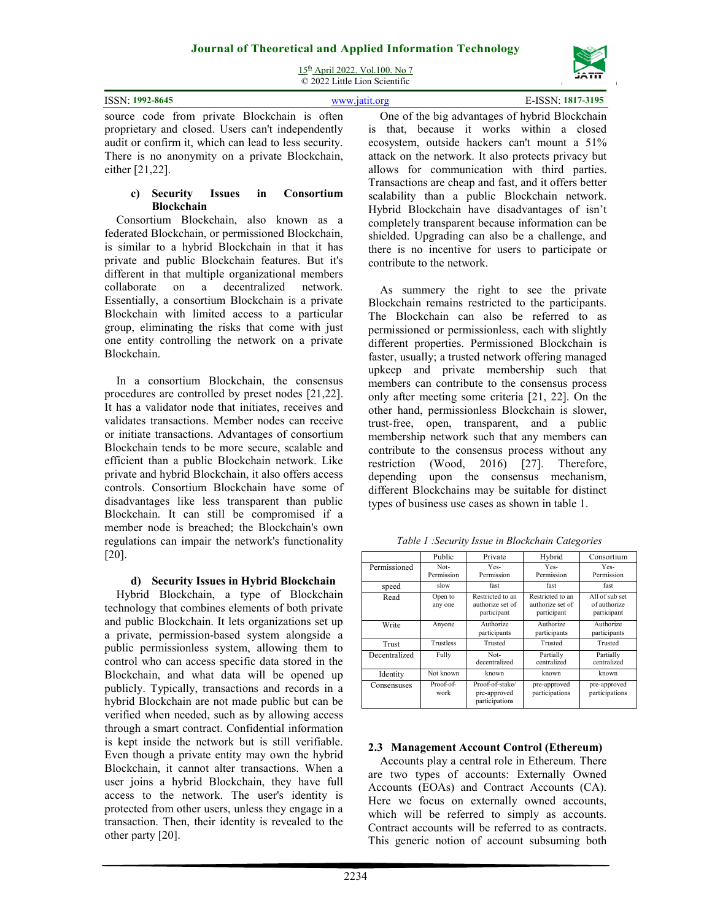source code from private Blockchain is often proprietary and closed. Users can't independently audit or confirm it, which can lead to less security. There is no anonymity on a private Blockchain, either [21,22].

#### c) Security Issues in Consortium Blockchain

Consortium Blockchain, also known as a federated Blockchain, or permissioned Blockchain, is similar to a hybrid Blockchain in that it has private and public Blockchain features. But it's different in that multiple organizational members collaborate on a decentralized network. Essentially, a consortium Blockchain is a private Blockchain with limited access to a particular group, eliminating the risks that come with just one entity controlling the network on a private Blockchain.

In a consortium Blockchain, the consensus procedures are controlled by preset nodes [21,22]. It has a validator node that initiates, receives and validates transactions. Member nodes can receive or initiate transactions. Advantages of consortium Blockchain tends to be more secure, scalable and efficient than a public Blockchain network. Like private and hybrid Blockchain, it also offers access controls. Consortium Blockchain have some of disadvantages like less transparent than public Blockchain. It can still be compromised if a member node is breached; the Blockchain's own regulations can impair the network's functionality [20].

#### d) Security Issues in Hybrid Blockchain

Hybrid Blockchain, a type of Blockchain technology that combines elements of both private and public Blockchain. It lets organizations set up a private, permission-based system alongside a public permissionless system, allowing them to control who can access specific data stored in the Blockchain, and what data will be opened up publicly. Typically, transactions and records in a hybrid Blockchain are not made public but can be verified when needed, such as by allowing access through a smart contract. Confidential information is kept inside the network but is still verifiable. Even though a private entity may own the hybrid Blockchain, it cannot alter transactions. When a user joins a hybrid Blockchain, they have full access to the network. The user's identity is protected from other users, unless they engage in a transaction. Then, their identity is revealed to the other party [20].

One of the big advantages of hybrid Blockchain is that, because it works within a closed ecosystem, outside hackers can't mount a 51% attack on the network. It also protects privacy but allows for communication with third parties. Transactions are cheap and fast, and it offers better scalability than a public Blockchain network. Hybrid Blockchain have disadvantages of isn't completely transparent because information can be shielded. Upgrading can also be a challenge, and there is no incentive for users to participate or contribute to the network.

As summery the right to see the private Blockchain remains restricted to the participants. The Blockchain can also be referred to as permissioned or permissionless, each with slightly different properties. Permissioned Blockchain is faster, usually; a trusted network offering managed upkeep and private membership such that members can contribute to the consensus process only after meeting some criteria [21, 22]. On the other hand, permissionless Blockchain is slower, trust-free, open, transparent, and a public membership network such that any members can contribute to the consensus process without any restriction (Wood, 2016) [27]. Therefore, depending upon the consensus mechanism, different Blockchains may be suitable for distinct types of business use cases as shown in table 1.

*Table 1 :Security Issue in Blockchain Categories*

| | Public | Private | Hybrid | Consortium |
|---|---|---|---|---|
| Permissioned | Not-Permission | Yes-Permission | Yes-Permission | Yes-Permission |
| speed | slow | fast | fast | fast |
| Read | Open to any one | Restricted to an authorize set of participant | Restricted to an authorize set of participant | All of sub set of authorize participant |
| Write | Anyone | Authorize participants | Authorize participants | Authorize participants |
| Trust | Trustless | Trusted | Trusted | Trusted |
| Decentralized | Fully | Not-decentralized | Partially centralized | Partially centralized |
| Identity | Not known | known | known | known |
| Consensuses | Proof-of-work | Proof-of-stake/ pre-approved participations | pre-approved participations | pre-approved participations |

### 2.3 Management Account Control (Ethereum)

Accounts play a central role in Ethereum. There are two types of accounts: Externally Owned Accounts (EOAs) and Contract Accounts (CA). Here we focus on externally owned accounts, which will be referred to simply as accounts. Contract accounts will be referred to as contracts. This generic notion of account subsuming both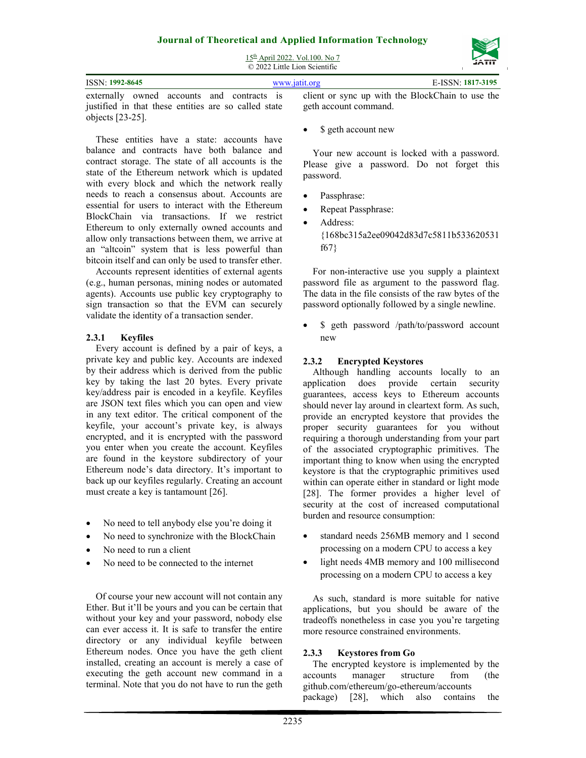externally owned accounts and contracts is justified in that these entities are so called state objects [23-25].

These entities have a state: accounts have balance and contracts have both balance and contract storage. The state of all accounts is the state of the Ethereum network which is updated with every block and which the network really needs to reach a consensus about. Accounts are essential for users to interact with the Ethereum BlockChain via transactions. If we restrict Ethereum to only externally owned accounts and allow only transactions between them, we arrive at an "altcoin" system that is less powerful than bitcoin itself and can only be used to transfer ether.

Accounts represent identities of external agents (e.g., human personas, mining nodes or automated agents). Accounts use public key cryptography to sign transaction so that the EVM can securely validate the identity of a transaction sender.

### 2.3.1 Keyfiles

Every account is defined by a pair of keys, a private key and public key. Accounts are indexed by their address which is derived from the public key by taking the last 20 bytes. Every private key/address pair is encoded in a keyfile. Keyfiles are JSON text files which you can open and view in any text editor. The critical component of the keyfile, your account's private key, is always encrypted, and it is encrypted with the password you enter when you create the account. Keyfiles are found in the keystore subdirectory of your Ethereum node's data directory. It's important to back up our keyfiles regularly. Creating an account must create a key is tantamount [26].

- No need to tell anybody else you're doing it
- No need to synchronize with the BlockChain
- No need to run a client
- No need to be connected to the internet

Of course your new account will not contain any Ether. But it'll be yours and you can be certain that without your key and your password, nobody else can ever access it. It is safe to transfer the entire directory or any individual keyfile between Ethereum nodes. Once you have the geth client installed, creating an account is merely a case of executing the geth account new command in a terminal. Note that you do not have to run the geth client or sync up with the BlockChain to use the geth account command.

- $ geth account new

Your new account is locked with a password. Please give a password. Do not forget this password.

- Passphrase:
- Repeat Passphrase:
- Address: {168bc315a2ee09042d83d7c5811b533620531f67}

For non-interactive use you supply a plaintext password file as argument to the password flag. The data in the file consists of the raw bytes of the password optionally followed by a single newline.

- $ geth password /path/to/password account new

### 2.3.2 Encrypted Keystores

Although handling accounts locally to an application does provide certain security guarantees, access keys to Ethereum accounts should never lay around in cleartext form. As such, provide an encrypted keystore that provides the proper security guarantees for you without requiring a thorough understanding from your part of the associated cryptographic primitives. The important thing to know when using the encrypted keystore is that the cryptographic primitives used within can operate either in standard or light mode [28]. The former provides a higher level of security at the cost of increased computational burden and resource consumption:

- standard needs 256MB memory and 1 second processing on a modern CPU to access a key
- light needs 4MB memory and 100 millisecond processing on a modern CPU to access a key

As such, standard is more suitable for native applications, but you should be aware of the tradeoffs nonetheless in case you you're targeting more resource constrained environments.

### 2.3.3 Keystores from Go

The encrypted keystore is implemented by the accounts manager structure from (the github.com/ethereum/go-ethereum/accounts package) [28], which also contains the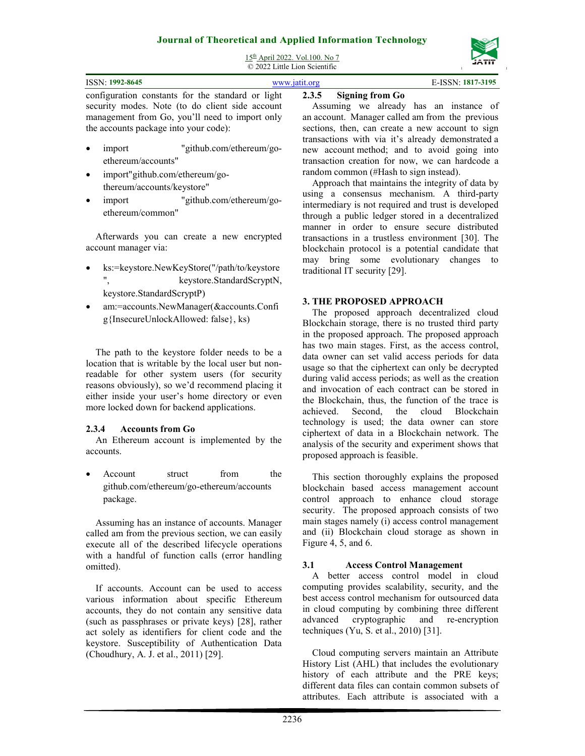configuration constants for the standard or light security modes. Note (to do client side account management from Go, you'll need to import only the accounts package into your code):

- import "github.com/ethereum/go-ethereum/accounts"
- import"github.com/ethereum/go-thereum/accounts/keystore"
- import "github.com/ethereum/go-ethereum/common"

Afterwards you can create a new encrypted account manager via:

- ks:=keystore.NewKeyStore("/path/to/keystore", keystore.StandardScryptN, keystore.StandardScryptP)
- am:=accounts.NewManager(&accounts.Config{InsecureUnlockAllowed: false}, ks)

The path to the keystore folder needs to be a location that is writable by the local user but non-readable for other system users (for security reasons obviously), so we'd recommend placing it either inside your user's home directory or even more locked down for backend applications.

#### 2.3.4 Accounts from Go

An Ethereum account is implemented by the accounts.

- Account struct from the github.com/ethereum/go-ethereum/accounts package.

Assuming has an instance of accounts. Manager called am from the previous section, we can easily execute all of the described lifecycle operations with a handful of function calls (error handling omitted).

If accounts. Account can be used to access various information about specific Ethereum accounts, they do not contain any sensitive data (such as passphrases or private keys) [28], rather act solely as identifiers for client code and the keystore. Susceptibility of Authentication Data (Choudhury, A. J. et al., 2011) [29].

#### 2.3.5 Signing from Go

Assuming we already has an instance of an account. Manager called am from the previous sections, then, can create a new account to sign transactions with via it's already demonstrated a new account method; and to avoid going into transaction creation for now, we can hardcode a random common (#Hash to sign instead).

Approach that maintains the integrity of data by using a consensus mechanism. A third-party intermediary is not required and trust is developed through a public ledger stored in a decentralized manner in order to ensure secure distributed transactions in a trustless environment [30]. The blockchain protocol is a potential candidate that may bring some evolutionary changes to traditional IT security [29].

## 3. THE PROPOSED APPROACH

The proposed approach decentralized cloud Blockchain storage, there is no trusted third party in the proposed approach. The proposed approach has two main stages. First, as the access control, data owner can set valid access periods for data usage so that the ciphertext can only be decrypted during valid access periods; as well as the creation and invocation of each contract can be stored in the Blockchain, thus, the function of the trace is achieved. Second, the cloud Blockchain technology is used; the data owner can store ciphertext of data in a Blockchain network. The analysis of the security and experiment shows that proposed approach is feasible.

This section thoroughly explains the proposed blockchain based access management account control approach to enhance cloud storage security. The proposed approach consists of two main stages namely (i) access control management and (ii) Blockchain cloud storage as shown in Figure 4, 5, and 6.

### 3.1 Access Control Management

A better access control model in cloud computing provides scalability, security, and the best access control mechanism for outsourced data in cloud computing by combining three different advanced cryptographic and re-encryption techniques (Yu, S. et al., 2010) [31].

Cloud computing servers maintain an Attribute History List (AHL) that includes the evolutionary history of each attribute and the PRE keys; different data files can contain common subsets of attributes. Each attribute is associated with a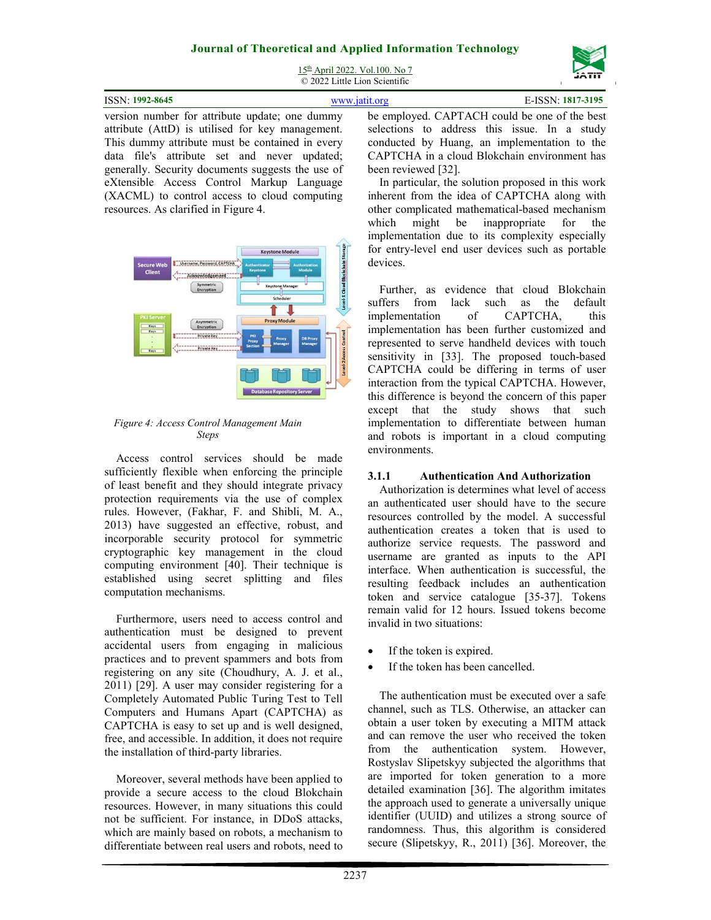version number for attribute update; one dummy attribute (AttD) is utilised for key management. This dummy attribute must be contained in every data file's attribute set and never updated; generally. Security documents suggests the use of eXtensible Access Control Markup Language (XACML) to control access to cloud computing resources. As clarified in Figure 4.

*Figure 4: Access Control Management Main Steps*

Access control services should be made sufficiently flexible when enforcing the principle of least benefit and they should integrate privacy protection requirements via the use of complex rules. However, (Fakhar, F. and Shibli, M. A., 2013) have suggested an effective, robust, and incorporable security protocol for symmetric cryptographic key management in the cloud computing environment [40]. Their technique is established using secret splitting and files computation mechanisms.

Furthermore, users need to access control and authentication must be designed to prevent accidental users from engaging in malicious practices and to prevent spammers and bots from registering on any site (Choudhury, A. J. et al., 2011) [29]. A user may consider registering for a Completely Automated Public Turing Test to Tell Computers and Humans Apart (CAPTCHA) as CAPTCHA is easy to set up and is well designed, free, and accessible. In addition, it does not require the installation of third-party libraries.

Moreover, several methods have been applied to provide a secure access to the cloud Blokchain resources. However, in many situations this could not be sufficient. For instance, in DDoS attacks, which are mainly based on robots, a mechanism to differentiate between real users and robots, need to be employed. CAPTACH could be one of the best selections to address this issue. In a study conducted by Huang, an implementation to the CAPTCHA in a cloud Blokchain environment has been reviewed [32].

In particular, the solution proposed in this work inherent from the idea of CAPTCHA along with other complicated mathematical-based mechanism which might be inappropriate for the implementation due to its complexity especially for entry-level end user devices such as portable devices.

Further, as evidence that cloud Blokchain suffers from lack such as the default implementation of CAPTCHA, this implementation has been further customized and represented to serve handheld devices with touch sensitivity in [33]. The proposed touch-based CAPTCHA could be differing in terms of user interaction from the typical CAPTCHA. However, this difference is beyond the concern of this paper except that the study shows that such implementation to differentiate between human and robots is important in a cloud computing environments.

### 3.1.1 Authentication And Authorization

Authorization is determines what level of access an authenticated user should have to the secure resources controlled by the model. A successful authentication creates a token that is used to authorize service requests. The password and username are granted as inputs to the API interface. When authentication is successful, the resulting feedback includes an authentication token and service catalogue [35-37]. Tokens remain valid for 12 hours. Issued tokens become invalid in two situations:

- If the token is expired.
- If the token has been cancelled.

The authentication must be executed over a safe channel, such as TLS. Otherwise, an attacker can obtain a user token by executing a MITM attack and can remove the user who received the token from the authentication system. However, Rostyslav Slipetskyy subjected the algorithms that are imported for token generation to a more detailed examination [36]. The algorithm imitates the approach used to generate a universally unique identifier (UUID) and utilizes a strong source of randomness. Thus, this algorithm is considered secure (Slipetskyy, R., 2011) [36]. Moreover, the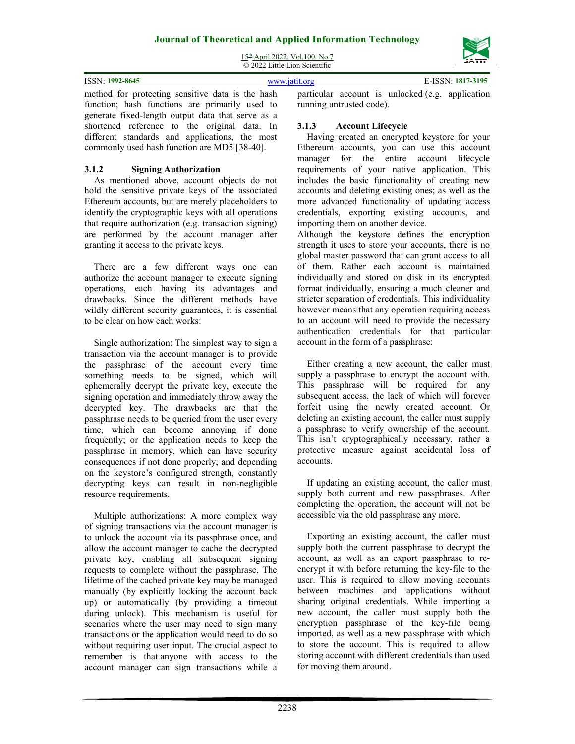method for protecting sensitive data is the hash function; hash functions are primarily used to generate fixed-length output data that serve as a shortened reference to the original data. In different standards and applications, the most commonly used hash function are MD5 [38-40].

### 3.1.2 Signing Authorization

As mentioned above, account objects do not hold the sensitive private keys of the associated Ethereum accounts, but are merely placeholders to identify the cryptographic keys with all operations that require authorization (e.g. transaction signing) are performed by the account manager after granting it access to the private keys.

There are a few different ways one can authorize the account manager to execute signing operations, each having its advantages and drawbacks. Since the different methods have wildly different security guarantees, it is essential to be clear on how each works:

Single authorization: The simplest way to sign a transaction via the account manager is to provide the passphrase of the account every time something needs to be signed, which will ephemerally decrypt the private key, execute the signing operation and immediately throw away the decrypted key. The drawbacks are that the passphrase needs to be queried from the user every time, which can become annoying if done frequently; or the application needs to keep the passphrase in memory, which can have security consequences if not done properly; and depending on the keystore's configured strength, constantly decrypting keys can result in non-negligible resource requirements.

Multiple authorizations: A more complex way of signing transactions via the account manager is to unlock the account via its passphrase once, and allow the account manager to cache the decrypted private key, enabling all subsequent signing requests to complete without the passphrase. The lifetime of the cached private key may be managed manually (by explicitly locking the account back up) or automatically (by providing a timeout during unlock). This mechanism is useful for scenarios where the user may need to sign many transactions or the application would need to do so without requiring user input. The crucial aspect to remember is that anyone with access to the account manager can sign transactions while a particular account is unlocked (e.g. application running untrusted code).

### 3.1.3 Account Lifecycle

Having created an encrypted keystore for your Ethereum accounts, you can use this account manager for the entire account lifecycle requirements of your native application. This includes the basic functionality of creating new accounts and deleting existing ones; as well as the more advanced functionality of updating access credentials, exporting existing accounts, and importing them on another device.

Although the keystore defines the encryption strength it uses to store your accounts, there is no global master password that can grant access to all of them. Rather each account is maintained individually and stored on disk in its encrypted format individually, ensuring a much cleaner and stricter separation of credentials. This individuality however means that any operation requiring access to an account will need to provide the necessary authentication credentials for that particular account in the form of a passphrase:

Either creating a new account, the caller must supply a passphrase to encrypt the account with. This passphrase will be required for any subsequent access, the lack of which will forever forfeit using the newly created account. Or deleting an existing account, the caller must supply a passphrase to verify ownership of the account. This isn't cryptographically necessary, rather a protective measure against accidental loss of accounts.

If updating an existing account, the caller must supply both current and new passphrases. After completing the operation, the account will not be accessible via the old passphrase any more.

Exporting an existing account, the caller must supply both the current passphrase to decrypt the account, as well as an export passphrase to re-encrypt it with before returning the key-file to the user. This is required to allow moving accounts between machines and applications without sharing original credentials. While importing a new account, the caller must supply both the encryption passphrase of the key-file being imported, as well as a new passphrase with which to store the account. This is required to allow storing account with different credentials than used for moving them around.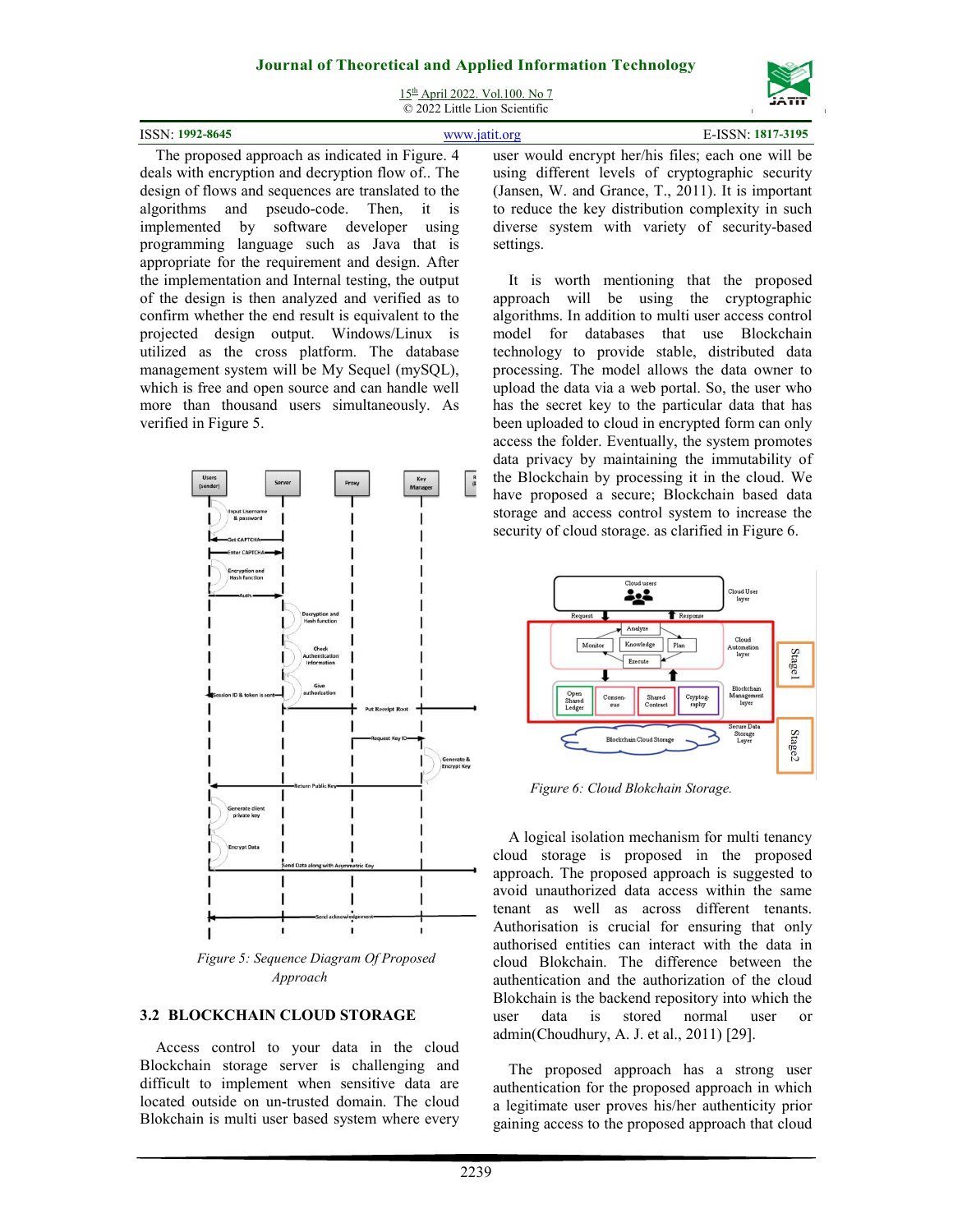The proposed approach as indicated in Figure. 4 deals with encryption and decryption flow of.. The design of flows and sequences are translated to the algorithms and pseudo-code. Then, it is implemented by software developer using programming language such as Java that is appropriate for the requirement and design. After the implementation and Internal testing, the output of the design is then analyzed and verified as to confirm whether the end result is equivalent to the projected design output. Windows/Linux is utilized as the cross platform. The database management system will be My Sequel (mySQL), which is free and open source and can handle well more than thousand users simultaneously. As verified in Figure 5.

*Figure 5: Sequence Diagram Of Proposed Approach*

## 3.2 BLOCKCHAIN CLOUD STORAGE

Access control to your data in the cloud Blockchain storage server is challenging and difficult to implement when sensitive data are located outside on un-trusted domain. The cloud Blokchain is multi user based system where every user would encrypt her/his files; each one will be using different levels of cryptographic security (Jansen, W. and Grance, T., 2011). It is important to reduce the key distribution complexity in such diverse system with variety of security-based settings.

It is worth mentioning that the proposed approach will be using the cryptographic algorithms. In addition to multi user access control model for databases that use Blockchain technology to provide stable, distributed data processing. The model allows the data owner to upload the data via a web portal. So, the user who has the secret key to the particular data that has been uploaded to cloud in encrypted form can only access the folder. Eventually, the system promotes data privacy by maintaining the immutability of the Blockchain by processing it in the cloud. We have proposed a secure; Blockchain based data storage and access control system to increase the security of cloud storage. as clarified in Figure 6.

*Figure 6: Cloud Blokchain Storage.*

A logical isolation mechanism for multi tenancy cloud storage is proposed in the proposed approach. The proposed approach is suggested to avoid unauthorized data access within the same tenant as well as across different tenants. Authorisation is crucial for ensuring that only authorised entities can interact with the data in cloud Blokchain. The difference between the authentication and the authorization of the cloud Blokchain is the backend repository into which the user data is stored normal user or admin(Choudhury, A. J. et al., 2011) [29].

The proposed approach has a strong user authentication for the proposed approach in which a legitimate user proves his/her authenticity prior gaining access to the proposed approach that cloud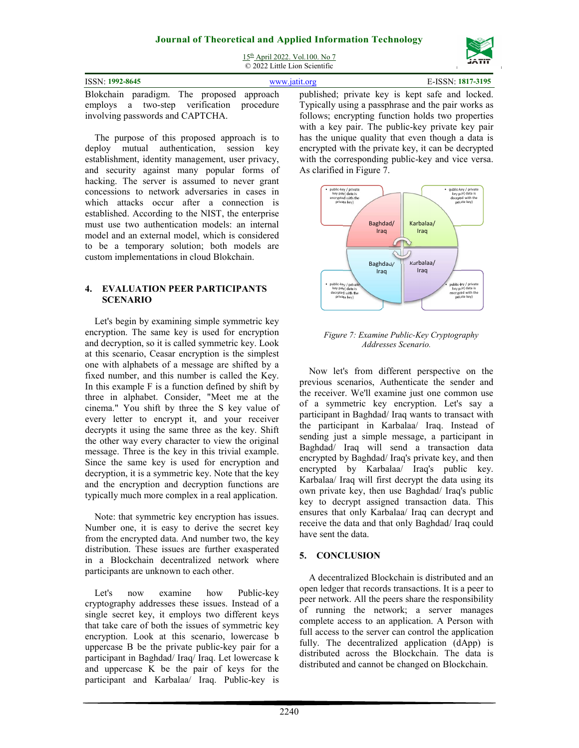Blokchain paradigm. The proposed approach employs a two-step verification procedure involving passwords and CAPTCHA.

The purpose of this proposed approach is to deploy mutual authentication, session key establishment, identity management, user privacy, and security against many popular forms of hacking. The server is assumed to never grant concessions to network adversaries in cases in which attacks occur after a connection is established. According to the NIST, the enterprise must use two authentication models: an internal model and an external model, which is considered to be a temporary solution; both models are custom implementations in cloud Blokchain.

## 4. EVALUATION PEER PARTICIPANTS SCENARIO

Let's begin by examining simple symmetric key encryption. The same key is used for encryption and decryption, so it is called symmetric key. Look at this scenario, Ceasar encryption is the simplest one with alphabets of a message are shifted by a fixed number, and this number is called the Key. In this example F is a function defined by shift by three in alphabet. Consider, "Meet me at the cinema." You shift by three the S key value of every letter to encrypt it, and your receiver decrypts it using the same three as the key. Shift the other way every character to view the original message. Three is the key in this trivial example. Since the same key is used for encryption and decryption, it is a symmetric key. Note that the key and the encryption and decryption functions are typically much more complex in a real application.

Note: that symmetric key encryption has issues. Number one, it is easy to derive the secret key from the encrypted data. And number two, the key distribution. These issues are further exasperated in a Blockchain decentralized network where participants are unknown to each other.

Let's now examine how Public-key cryptography addresses these issues. Instead of a single secret key, it employs two different keys that take care of both the issues of symmetric key encryption. Look at this scenario, lowercase b uppercase B be the private public-key pair for a participant in Baghdad/ Iraq/ Iraq. Let lowercase k and uppercase K be the pair of keys for the participant and Karbalaa/ Iraq. Public-key is published; private key is kept safe and locked. Typically using a passphrase and the pair works as follows; encrypting function holds two properties with a key pair. The public-key private key pair has the unique quality that even though a data is encrypted with the private key, it can be decrypted with the corresponding public-key and vice versa. As clarified in Figure 7.

*Figure 7: Examine Public-Key Cryptography Addresses Scenario.*

Now let's from different perspective on the previous scenarios, Authenticate the sender and the receiver. We'll examine just one common use of a symmetric key encryption. Let's say a participant in Baghdad/ Iraq wants to transact with the participant in Karbalaa/ Iraq. Instead of sending just a simple message, a participant in Baghdad/ Iraq will send a transaction data encrypted by Baghdad/ Iraq's private key, and then encrypted by Karbalaa/ Iraq's public key. Karbalaa/ Iraq will first decrypt the data using its own private key, then use Baghdad/ Iraq's public key to decrypt assigned transaction data. This ensures that only Karbalaa/ Iraq can decrypt and receive the data and that only Baghdad/ Iraq could have sent the data.

## 5. CONCLUSION

A decentralized Blockchain is distributed and an open ledger that records transactions. It is a peer to peer network. All the peers share the responsibility of running the network; a server manages complete access to an application. A Person with full access to the server can control the application fully. The decentralized application (dApp) is distributed across the Blockchain. The data is distributed and cannot be changed on Blockchain.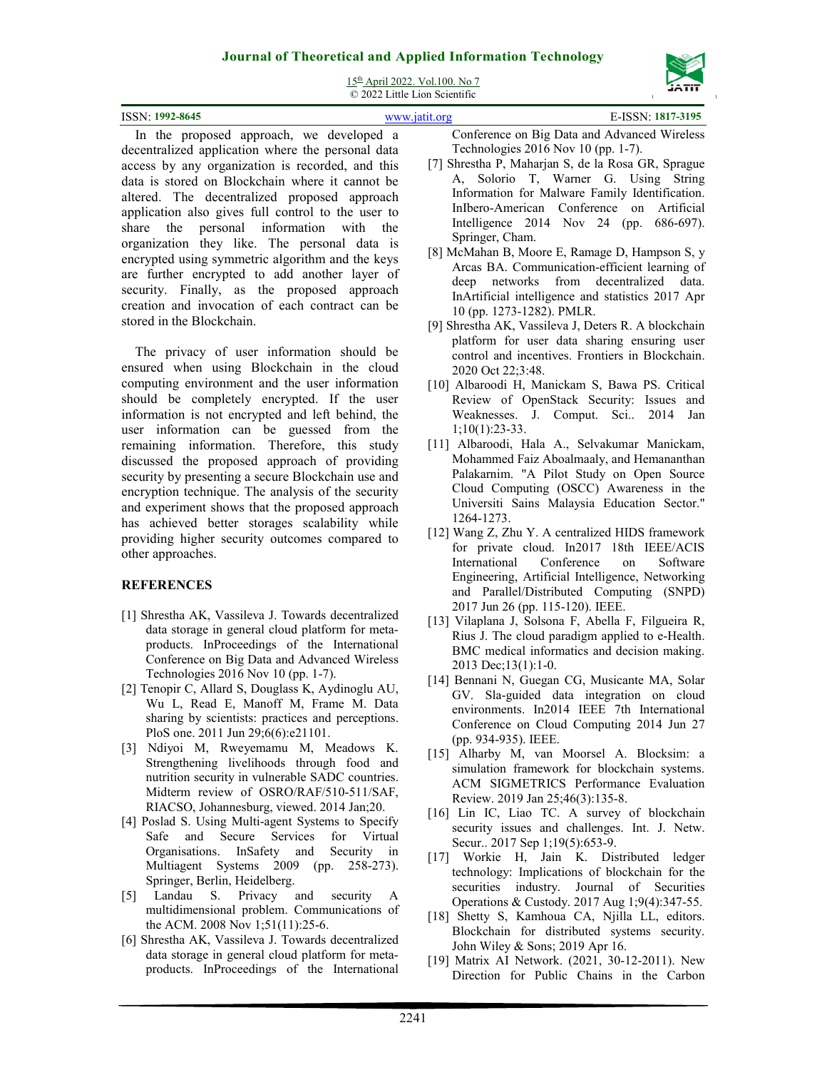In the proposed approach, we developed a decentralized application where the personal data access by any organization is recorded, and this data is stored on Blockchain where it cannot be altered. The decentralized proposed approach application also gives full control to the user to share the personal information with the organization they like. The personal data is encrypted using symmetric algorithm and the keys are further encrypted to add another layer of security. Finally, as the proposed approach creation and invocation of each contract can be stored in the Blockchain.

The privacy of user information should be ensured when using Blockchain in the cloud computing environment and the user information should be completely encrypted. If the user information is not encrypted and left behind, the user information can be guessed from the remaining information. Therefore, this study discussed the proposed approach of providing security by presenting a secure Blockchain use and encryption technique. The analysis of the security and experiment shows that the proposed approach has achieved better storages scalability while providing higher security outcomes compared to other approaches.

## REFERENCES

[1] Shrestha AK, Vassileva J. Towards decentralized data storage in general cloud platform for meta-products. InProceedings of the International Conference on Big Data and Advanced Wireless Technologies 2016 Nov 10 (pp. 1-7).

[2] Tenopir C, Allard S, Douglass K, Aydinoglu AU, Wu L, Read E, Manoff M, Frame M. Data sharing by scientists: practices and perceptions. PloS one. 2011 Jun 29;6(6):e21101.

[3] Ndiyoi M, Rweyemamu M, Meadows K. Strengthening livelihoods through food and nutrition security in vulnerable SADC countries. Midterm review of OSRO/RAF/510-511/SAF, RIACSO, Johannesburg, viewed. 2014 Jan;20.

[4] Poslad S. Using Multi-agent Systems to Specify Safe and Secure Services for Virtual Organisations. InSafety and Security in Multiagent Systems 2009 (pp. 258-273). Springer, Berlin, Heidelberg.

[5] Landau S. Privacy and security A multidimensional problem. Communications of the ACM. 2008 Nov 1;51(11):25-6.

[6] Shrestha AK, Vassileva J. Towards decentralized data storage in general cloud platform for meta-products. InProceedings of the International Conference on Big Data and Advanced Wireless Technologies 2016 Nov 10 (pp. 1-7).

[7] Shrestha P, Maharjan S, de la Rosa GR, Sprague A, Solorio T, Warner G. Using String Information for Malware Family Identification. InIbero-American Conference on Artificial Intelligence 2014 Nov 24 (pp. 686-697). Springer, Cham.

[8] McMahan B, Moore E, Ramage D, Hampson S, y Arcas BA. Communication-efficient learning of deep networks from decentralized data. InArtificial intelligence and statistics 2017 Apr 10 (pp. 1273-1282). PMLR.

[9] Shrestha AK, Vassileva J, Deters R. A blockchain platform for user data sharing ensuring user control and incentives. Frontiers in Blockchain. 2020 Oct 22;3:48.

[10] Albaroodi H, Manickam S, Bawa PS. Critical Review of OpenStack Security: Issues and Weaknesses. J. Comput. Sci.. 2014 Jan 1;10(1):23-33.

[11] Albaroodi, Hala A., Selvakumar Manickam, Mohammed Faiz Aboalmaaly, and Hemananthan Palakarnim. "A Pilot Study on Open Source Cloud Computing (OSCC) Awareness in the Universiti Sains Malaysia Education Sector." 1264-1273.

[12] Wang Z, Zhu Y. A centralized HIDS framework for private cloud. In2017 18th IEEE/ACIS International Conference on Software Engineering, Artificial Intelligence, Networking and Parallel/Distributed Computing (SNPD) 2017 Jun 26 (pp. 115-120). IEEE.

[13] Vilaplana J, Solsona F, Abella F, Filgueira R, Rius J. The cloud paradigm applied to e-Health. BMC medical informatics and decision making. 2013 Dec;13(1):1-0.

[14] Bennani N, Guegan CG, Musicante MA, Solar GV. Sla-guided data integration on cloud environments. In2014 IEEE 7th International Conference on Cloud Computing 2014 Jun 27 (pp. 934-935). IEEE.

[15] Alharby M, van Moorsel A. Blocksim: a simulation framework for blockchain systems. ACM SIGMETRICS Performance Evaluation Review. 2019 Jan 25;46(3):135-8.

[16] Lin IC, Liao TC. A survey of blockchain security issues and challenges. Int. J. Netw. Secur.. 2017 Sep 1;19(5):653-9.

[17] Workie H, Jain K. Distributed ledger technology: Implications of blockchain for the securities industry. Journal of Securities Operations & Custody. 2017 Aug 1;9(4):347-55.

[18] Shetty S, Kamhoua CA, Njilla LL, editors. Blockchain for distributed systems security. John Wiley & Sons; 2019 Apr 16.

[19] Matrix AI Network. (2021, 30-12-2011). New Direction for Public Chains in the Carbon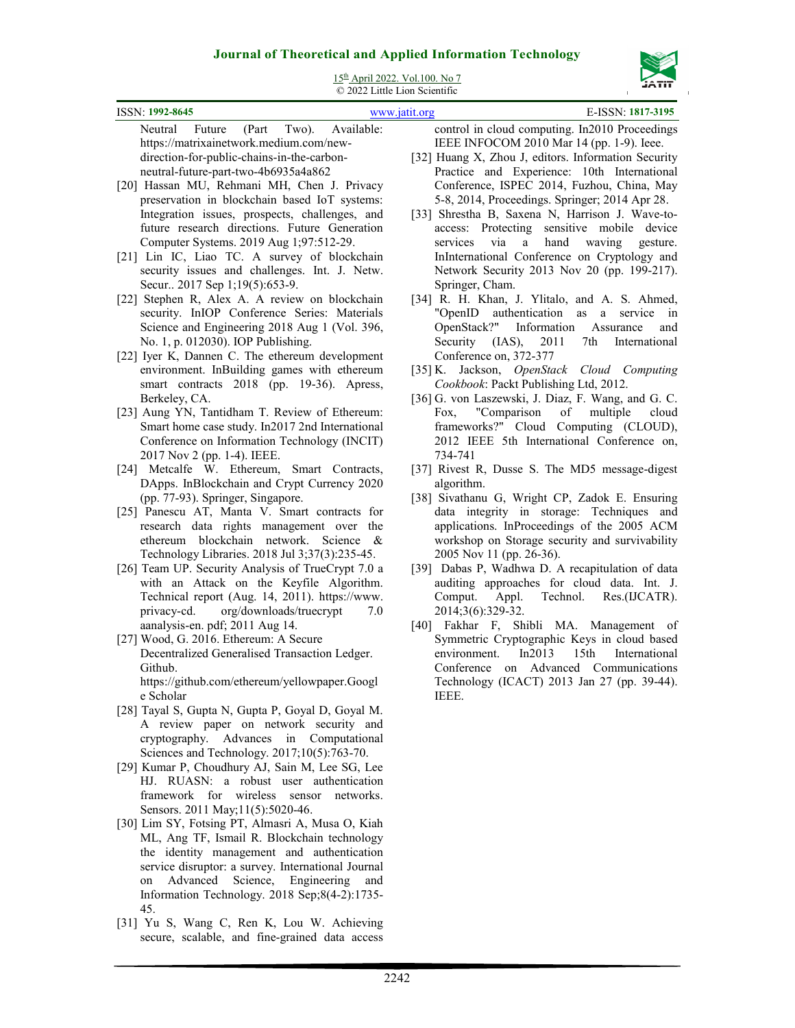Neutral Future (Part Two). Available: https://matrixainetwork.medium.com/new-direction-for-public-chains-in-the-carbon-neutral-future-part-two-4b6935a4a862

[20] Hassan MU, Rehmani MH, Chen J. Privacy preservation in blockchain based IoT systems: Integration issues, prospects, challenges, and future research directions. Future Generation Computer Systems. 2019 Aug 1;97:512-29.

[21] Lin IC, Liao TC. A survey of blockchain security issues and challenges. Int. J. Netw. Secur.. 2017 Sep 1;19(5):653-9.

[22] Stephen R, Alex A. A review on blockchain security. InIOP Conference Series: Materials Science and Engineering 2018 Aug 1 (Vol. 396, No. 1, p. 012030). IOP Publishing.

[22] Iyer K, Dannen C. The ethereum development environment. InBuilding games with ethereum smart contracts 2018 (pp. 19-36). Apress, Berkeley, CA.

[23] Aung YN, Tantidham T. Review of Ethereum: Smart home case study. In2017 2nd International Conference on Information Technology (INCIT) 2017 Nov 2 (pp. 1-4). IEEE.

[24] Metcalfe W. Ethereum, Smart Contracts, DApps. InBlockchain and Crypt Currency 2020 (pp. 77-93). Springer, Singapore.

[25] Panescu AT, Manta V. Smart contracts for research data rights management over the ethereum blockchain network. Science & Technology Libraries. 2018 Jul 3;37(3):235-45.

[26] Team UP. Security Analysis of TrueCrypt 7.0 a with an Attack on the Keyfile Algorithm. Technical report (Aug. 14, 2011). https://www. privacy-cd. org/downloads/truecrypt 7.0 aanalysis-en. pdf; 2011 Aug 14.

[27] Wood, G. 2016. Ethereum: A Secure Decentralized Generalised Transaction Ledger. Github. https://github.com/ethereum/yellowpaper.Google Scholar

[28] Tayal S, Gupta N, Gupta P, Goyal D, Goyal M. A review paper on network security and cryptography. Advances in Computational Sciences and Technology. 2017;10(5):763-70.

[29] Kumar P, Choudhury AJ, Sain M, Lee SG, Lee HJ. RUASN: a robust user authentication framework for wireless sensor networks. Sensors. 2011 May;11(5):5020-46.

[30] Lim SY, Fotsing PT, Almasri A, Musa O, Kiah ML, Ang TF, Ismail R. Blockchain technology the identity management and authentication service disruptor: a survey. International Journal on Advanced Science, Engineering and Information Technology. 2018 Sep;8(4-2):1735-45.

[31] Yu S, Wang C, Ren K, Lou W. Achieving secure, scalable, and fine-grained data access control in cloud computing. In2010 Proceedings IEEE INFOCOM 2010 Mar 14 (pp. 1-9). Ieee.

[32] Huang X, Zhou J, editors. Information Security Practice and Experience: 10th International Conference, ISPEC 2014, Fuzhou, China, May 5-8, 2014, Proceedings. Springer; 2014 Apr 28.

[33] Shrestha B, Saxena N, Harrison J. Wave-to-access: Protecting sensitive mobile device services via a hand waving gesture. InInternational Conference on Cryptology and Network Security 2013 Nov 20 (pp. 199-217). Springer, Cham.

[34] R. H. Khan, J. Ylitalo, and A. S. Ahmed, "OpenID authentication as a service in OpenStack?" Information Assurance and Security (IAS), 2011 7th International Conference on, 372-377

[35] K. Jackson, *OpenStack Cloud Computing Cookbook*: Packt Publishing Ltd, 2012.

[36] G. von Laszewski, J. Diaz, F. Wang, and G. C. Fox, "Comparison of multiple cloud frameworks?" Cloud Computing (CLOUD), 2012 IEEE 5th International Conference on, 734-741

[37] Rivest R, Dusse S. The MD5 message-digest algorithm.

[38] Sivathanu G, Wright CP, Zadok E. Ensuring data integrity in storage: Techniques and applications. InProceedings of the 2005 ACM workshop on Storage security and survivability 2005 Nov 11 (pp. 26-36).

[39] Dabas P, Wadhwa D. A recapitulation of data auditing approaches for cloud data. Int. J. Comput. Appl. Technol. Res.(IJCATR). 2014;3(6):329-32.

[40] Fakhar F, Shibli MA. Management of Symmetric Cryptographic Keys in cloud based environment. In2013 15th International Conference on Advanced Communications Technology (ICACT) 2013 Jan 27 (pp. 39-44). IEEE.